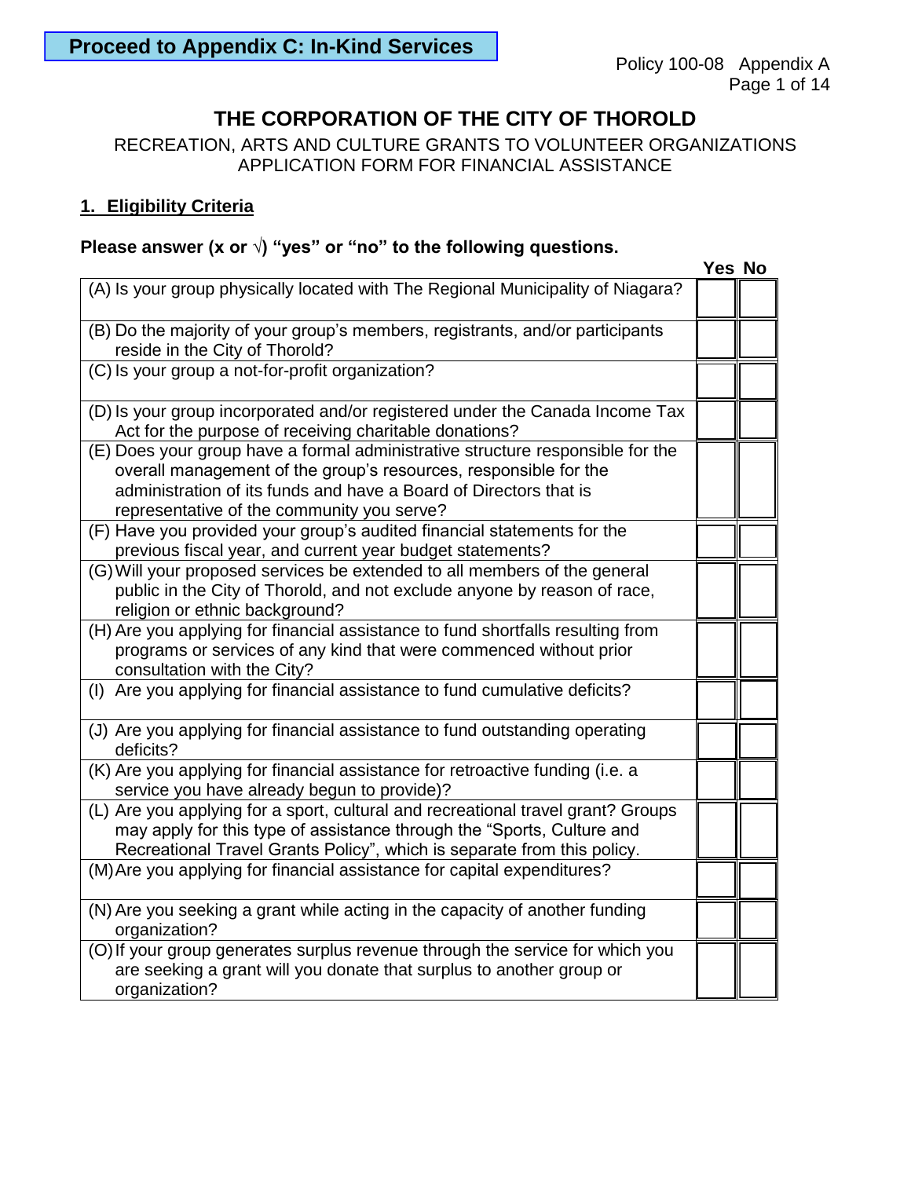**Proceed to Appendix C: In-Kind Services**

Policy 100-08 Appendix A

# THE CORPORATION OF THE CITY OF THOROLD

RECREATION, ARTS AND CULTURE GRANTS TO VOLUNTEER ORGANIZATIONS
APPLICATION FORM FOR FINANCIAL ASSISTANCE

## 1. Eligibility Criteria

**Please answer (x or √) "yes" or "no" to the following questions.**

| | Yes | No |
|---|---|---|
| (A) Is your group physically located with The Regional Municipality of Niagara? | | |
| (B) Do the majority of your group's members, registrants, and/or participants reside in the City of Thorold? | | |
| (C) Is your group a not-for-profit organization? | | |
| (D) Is your group incorporated and/or registered under the Canada Income Tax Act for the purpose of receiving charitable donations? | | |
| (E) Does your group have a formal administrative structure responsible for the overall management of the group's resources, responsible for the administration of its funds and have a Board of Directors that is representative of the community you serve? | | |
| (F) Have you provided your group's audited financial statements for the previous fiscal year, and current year budget statements? | | |
| (G) Will your proposed services be extended to all members of the general public in the City of Thorold, and not exclude anyone by reason of race, religion or ethnic background? | | |
| (H) Are you applying for financial assistance to fund shortfalls resulting from programs or services of any kind that were commenced without prior consultation with the City? | | |
| (I) Are you applying for financial assistance to fund cumulative deficits? | | |
| (J) Are you applying for financial assistance to fund outstanding operating deficits? | | |
| (K) Are you applying for financial assistance for retroactive funding (i.e. a service you have already begun to provide)? | | |
| (L) Are you applying for a sport, cultural and recreational travel grant? Groups may apply for this type of assistance through the "Sports, Culture and Recreational Travel Grants Policy", which is separate from this policy. | | |
| (M) Are you applying for financial assistance for capital expenditures? | | |
| (N) Are you seeking a grant while acting in the capacity of another funding organization? | | |
| (O) If your group generates surplus revenue through the service for which you are seeking a grant will you donate that surplus to another group or organization? | | |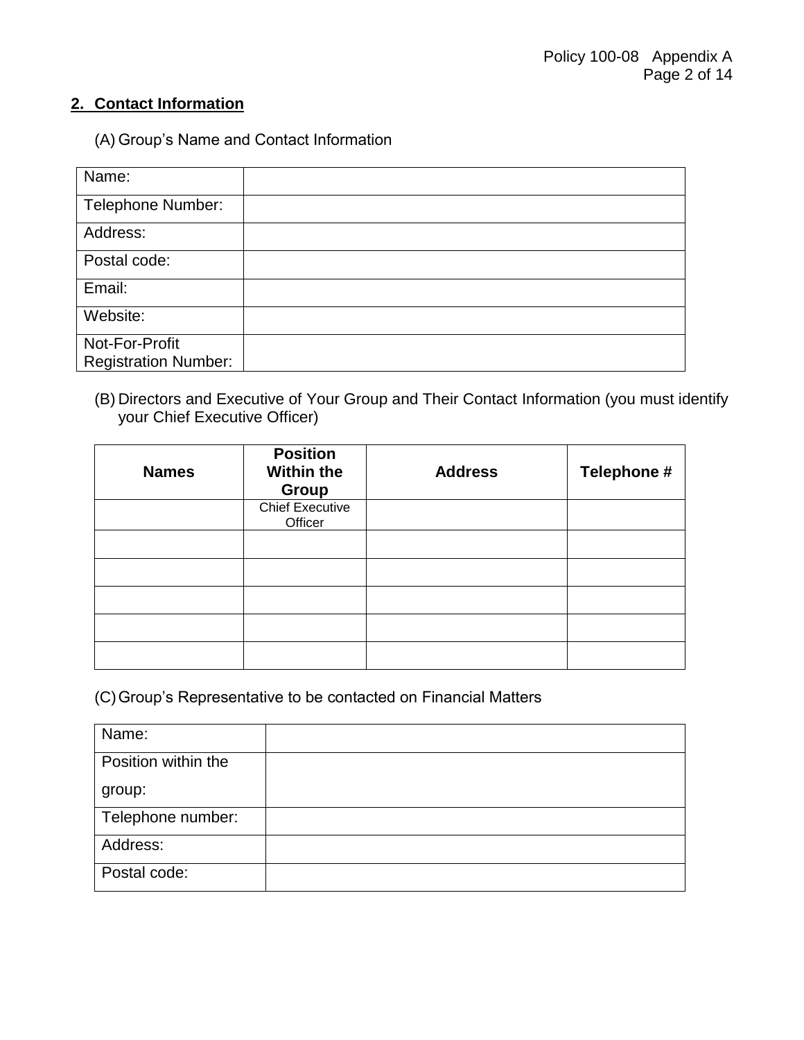## 2. Contact Information

(A) Group's Name and Contact Information

| | |
|---|---|
| Name: | |
| Telephone Number: | |
| Address: | |
| Postal code: | |
| Email: | |
| Website: | |
| Not-For-Profit Registration Number: | |

(B) Directors and Executive of Your Group and Their Contact Information (you must identify your Chief Executive Officer)

| Names | Position Within the Group | Address | Telephone # |
|---|---|---|---|
| | Chief Executive Officer | | |
| | | | |
| | | | |
| | | | |
| | | | |
| | | | |

(C) Group's Representative to be contacted on Financial Matters

| | |
|---|---|
| Name: | |
| Position within the group: | |
| Telephone number: | |
| Address: | |
| Postal code: | |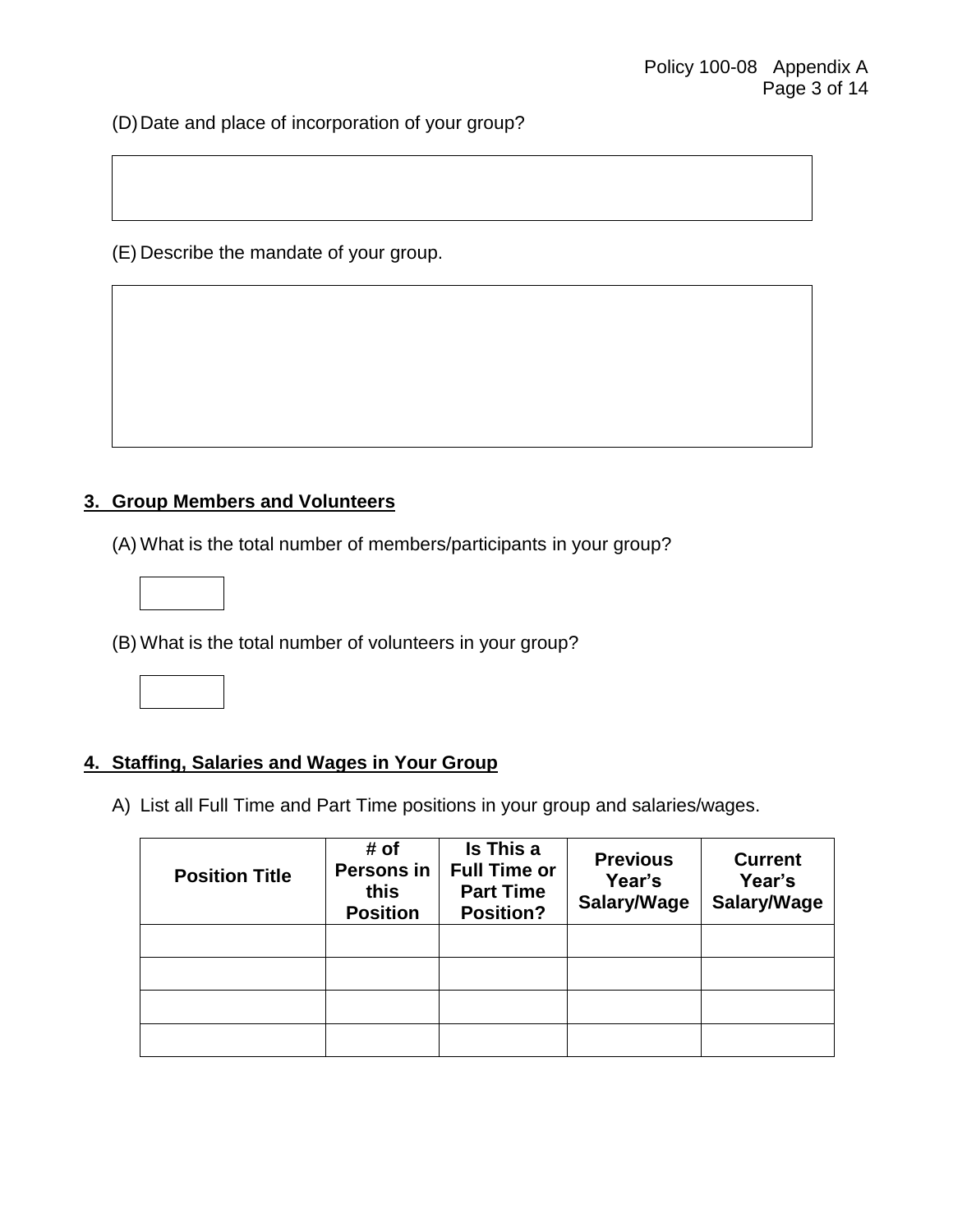(D) Date and place of incorporation of your group?

(E) Describe the mandate of your group.

## 3. Group Members and Volunteers

(A) What is the total number of members/participants in your group?

(B) What is the total number of volunteers in your group?

## 4. Staffing, Salaries and Wages in Your Group

A) List all Full Time and Part Time positions in your group and salaries/wages.

| Position Title | # of Persons in this Position | Is This a Full Time or Part Time Position? | Previous Year's Salary/Wage | Current Year's Salary/Wage |
|---|---|---|---|---|
| | | | | |
| | | | | |
| | | | | |
| | | | | |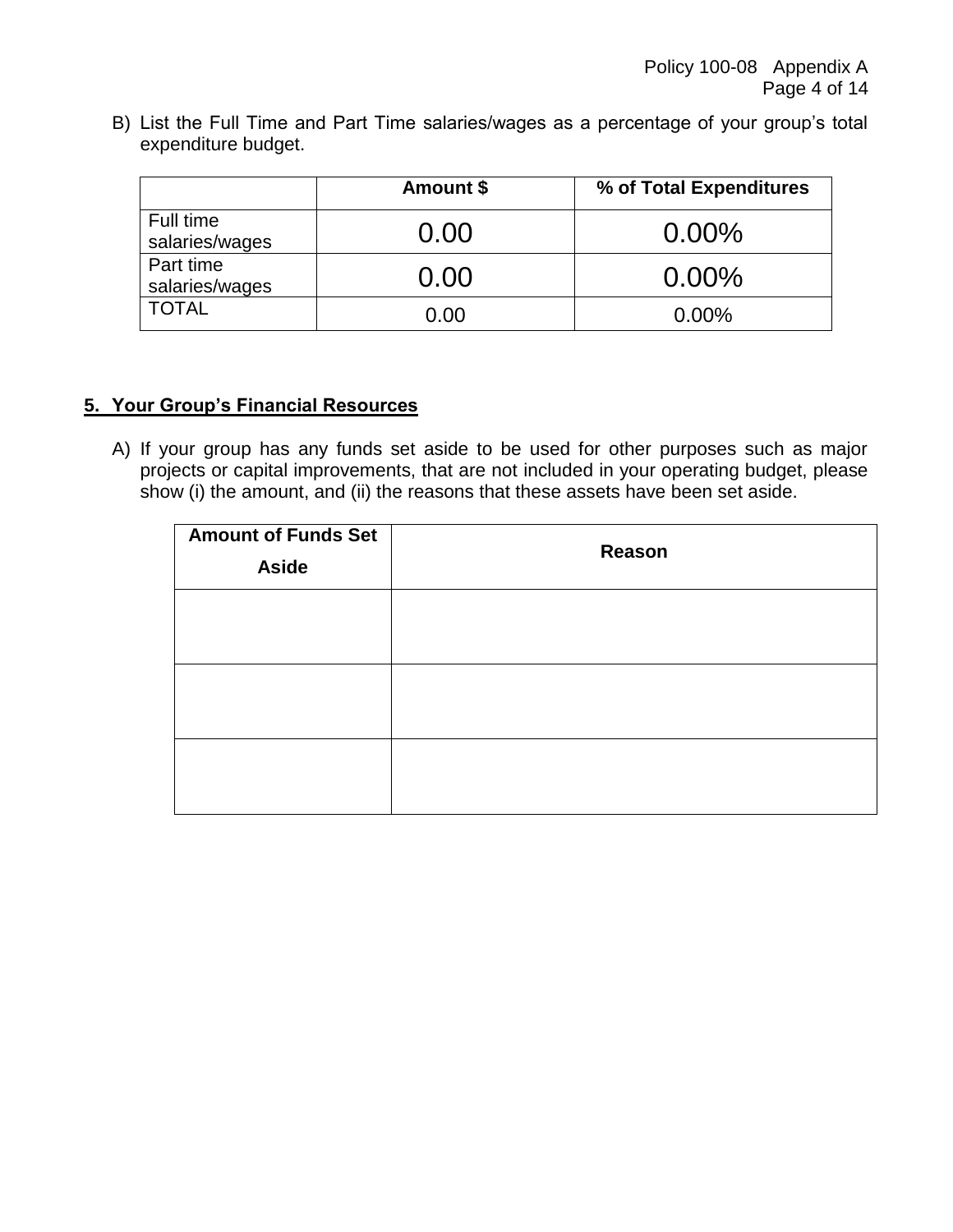B) List the Full Time and Part Time salaries/wages as a percentage of your group's total expenditure budget.

| | Amount $ | % of Total Expenditures |
|---|---|---|
| Full time salaries/wages | 0.00 | 0.00% |
| Part time salaries/wages | 0.00 | 0.00% |
| TOTAL | 0.00 | 0.00% |

## 5. Your Group's Financial Resources

A) If your group has any funds set aside to be used for other purposes such as major projects or capital improvements, that are not included in your operating budget, please show (i) the amount, and (ii) the reasons that these assets have been set aside.

| Amount of Funds Set Aside | Reason |
|---|---|
| | |
| | |
| | |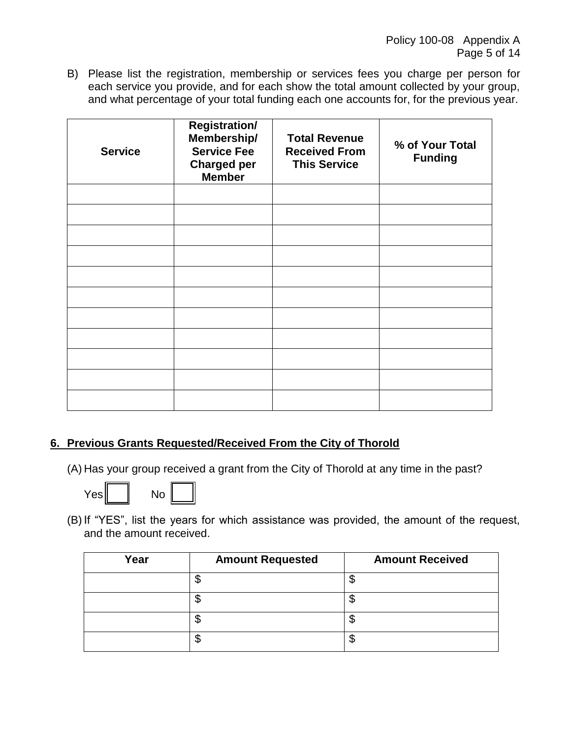B) Please list the registration, membership or services fees you charge per person for each service you provide, and for each show the total amount collected by your group, and what percentage of your total funding each one accounts for, for the previous year.

| Service | Registration/ Membership/ Service Fee Charged per Member | Total Revenue Received From This Service | % of Your Total Funding |
|---|---|---|---|
| | | | |
| | | | |
| | | | |
| | | | |
| | | | |
| | | | |
| | | | |
| | | | |
| | | | |
| | | | |
| | | | |

## 6. Previous Grants Requested/Received From the City of Thorold

(A) Has your group received a grant from the City of Thorold at any time in the past?

Yes ☐ No ☐

(B) If "YES", list the years for which assistance was provided, the amount of the request, and the amount received.

| Year | Amount Requested | Amount Received |
|---|---|---|
| | $ | $ |
| | $ | $ |
| | $ | $ |
| | $ | $ |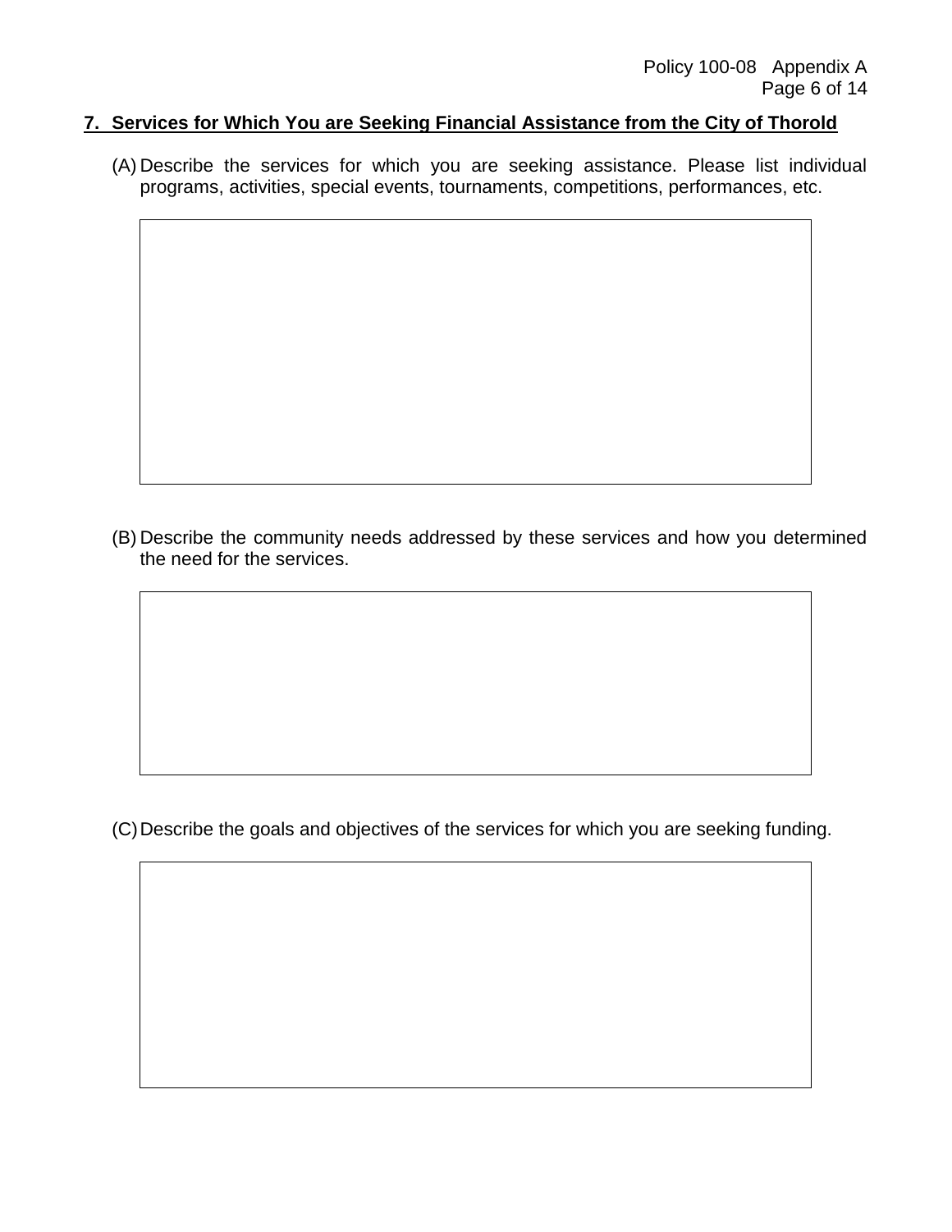## 7. Services for Which You are Seeking Financial Assistance from the City of Thorold

(A) Describe the services for which you are seeking assistance. Please list individual programs, activities, special events, tournaments, competitions, performances, etc.

(B) Describe the community needs addressed by these services and how you determined the need for the services.

(C) Describe the goals and objectives of the services for which you are seeking funding.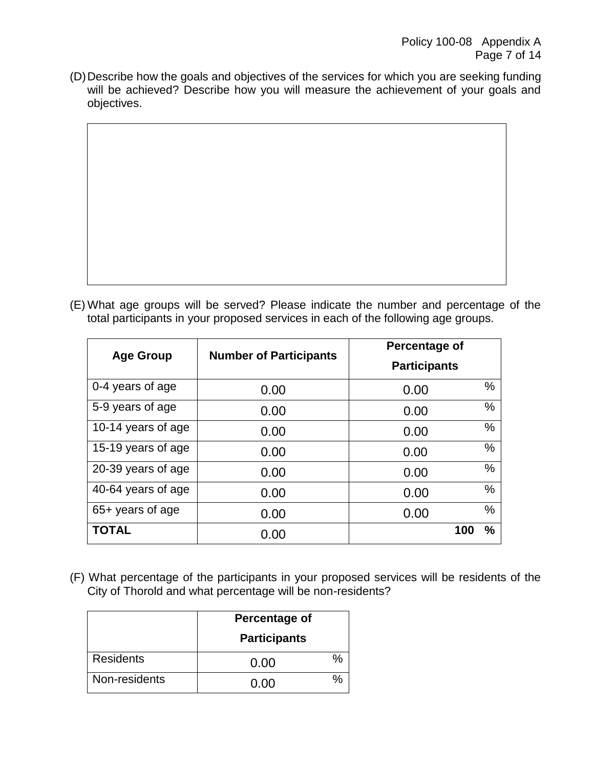(D) Describe how the goals and objectives of the services for which you are seeking funding will be achieved? Describe how you will measure the achievement of your goals and objectives.

(E) What age groups will be served? Please indicate the number and percentage of the total participants in your proposed services in each of the following age groups.

| Age Group | Number of Participants | Percentage of Participants |
|---|---|---|
| 0-4 years of age | 0.00 | 0.00 % |
| 5-9 years of age | 0.00 | 0.00 % |
| 10-14 years of age | 0.00 | 0.00 % |
| 15-19 years of age | 0.00 | 0.00 % |
| 20-39 years of age | 0.00 | 0.00 % |
| 40-64 years of age | 0.00 | 0.00 % |
| 65+ years of age | 0.00 | 0.00 % |
| **TOTAL** | 0.00 | **100 %** |

(F) What percentage of the participants in your proposed services will be residents of the City of Thorold and what percentage will be non-residents?

| | Percentage of Participants |
|---|---|
| Residents | 0.00 % |
| Non-residents | 0.00 % |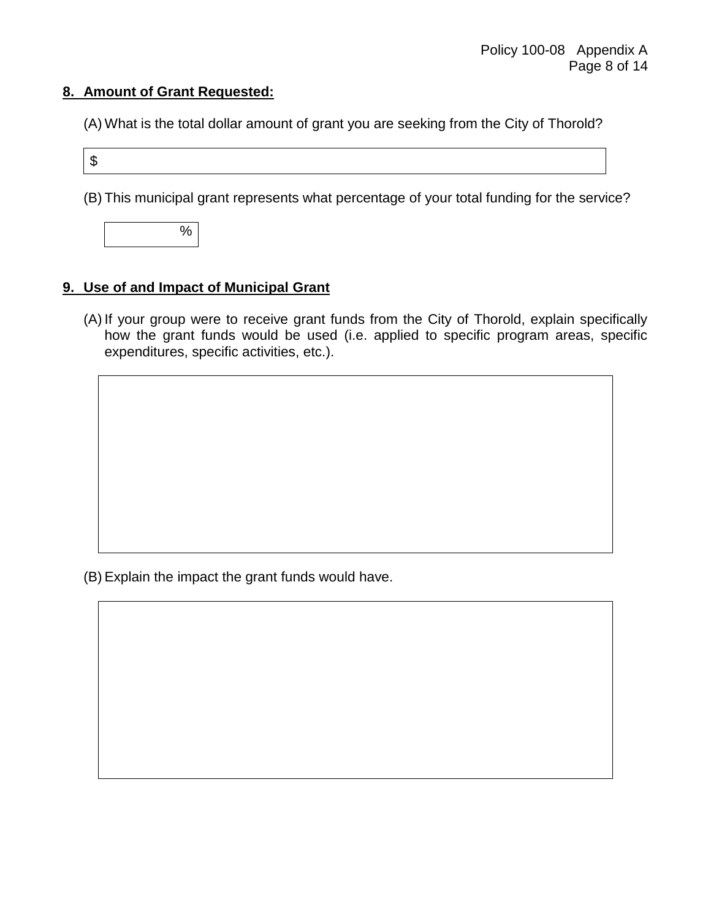## 8. Amount of Grant Requested:

(A) What is the total dollar amount of grant you are seeking from the City of Thorold?

$

(B) This municipal grant represents what percentage of your total funding for the service?

%

## 9. Use of and Impact of Municipal Grant

(A) If your group were to receive grant funds from the City of Thorold, explain specifically how the grant funds would be used (i.e. applied to specific program areas, specific expenditures, specific activities, etc.).

(B) Explain the impact the grant funds would have.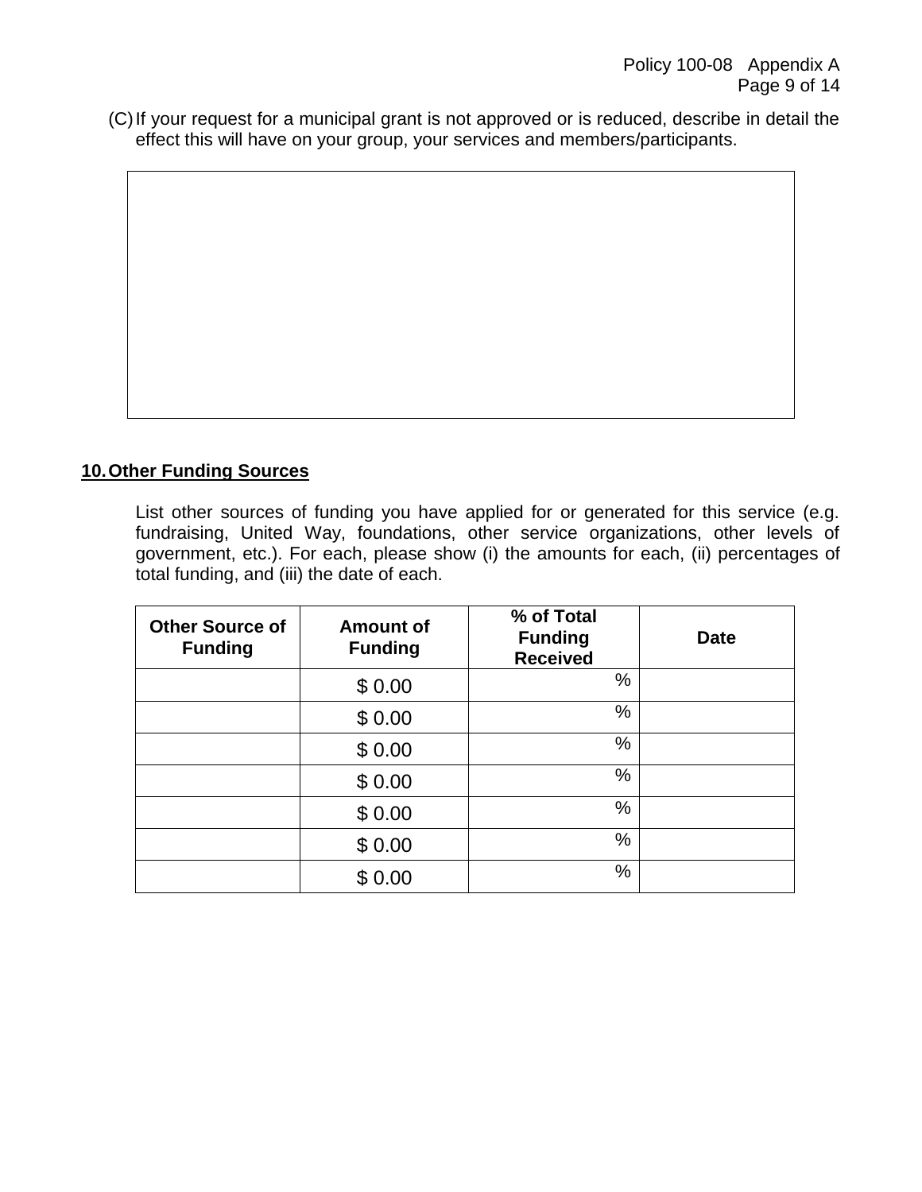(C) If your request for a municipal grant is not approved or is reduced, describe in detail the effect this will have on your group, your services and members/participants.

## 10. Other Funding Sources

List other sources of funding you have applied for or generated for this service (e.g. fundraising, United Way, foundations, other service organizations, other levels of government, etc.). For each, please show (i) the amounts for each, (ii) percentages of total funding, and (iii) the date of each.

| Other Source of Funding | Amount of Funding | % of Total Funding Received | Date |
|---|---|---|---|
| | $ 0.00 | % | |
| | $ 0.00 | % | |
| | $ 0.00 | % | |
| | $ 0.00 | % | |
| | $ 0.00 | % | |
| | $ 0.00 | % | |
| | $ 0.00 | % | |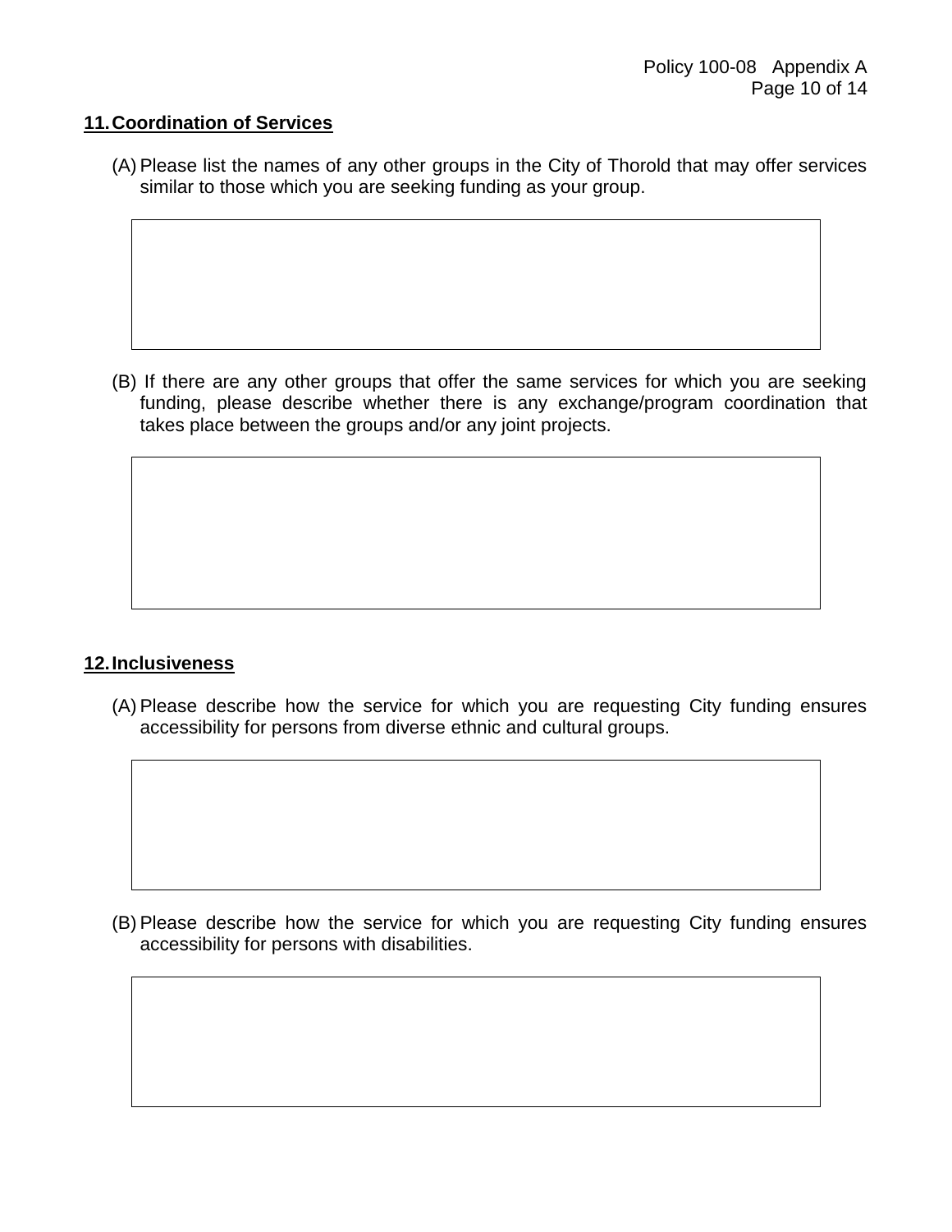## 11. Coordination of Services

(A) Please list the names of any other groups in the City of Thorold that may offer services similar to those which you are seeking funding as your group.

(B) If there are any other groups that offer the same services for which you are seeking funding, please describe whether there is any exchange/program coordination that takes place between the groups and/or any joint projects.

## 12. Inclusiveness

(A) Please describe how the service for which you are requesting City funding ensures accessibility for persons from diverse ethnic and cultural groups.

(B) Please describe how the service for which you are requesting City funding ensures accessibility for persons with disabilities.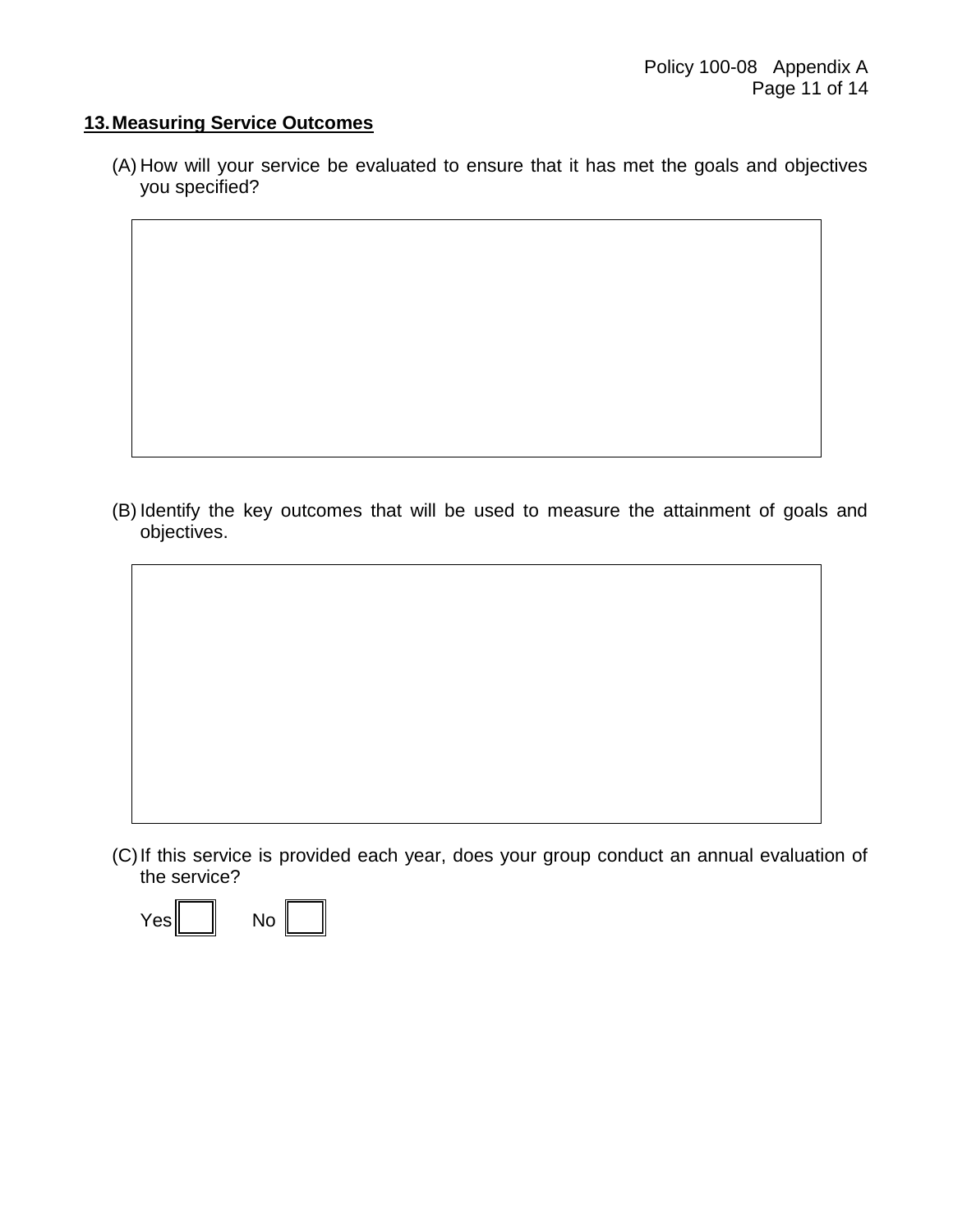## 13. Measuring Service Outcomes

(A) How will your service be evaluated to ensure that it has met the goals and objectives you specified?

(B) Identify the key outcomes that will be used to measure the attainment of goals and objectives.

(C) If this service is provided each year, does your group conduct an annual evaluation of the service?

Yes ☐ No ☐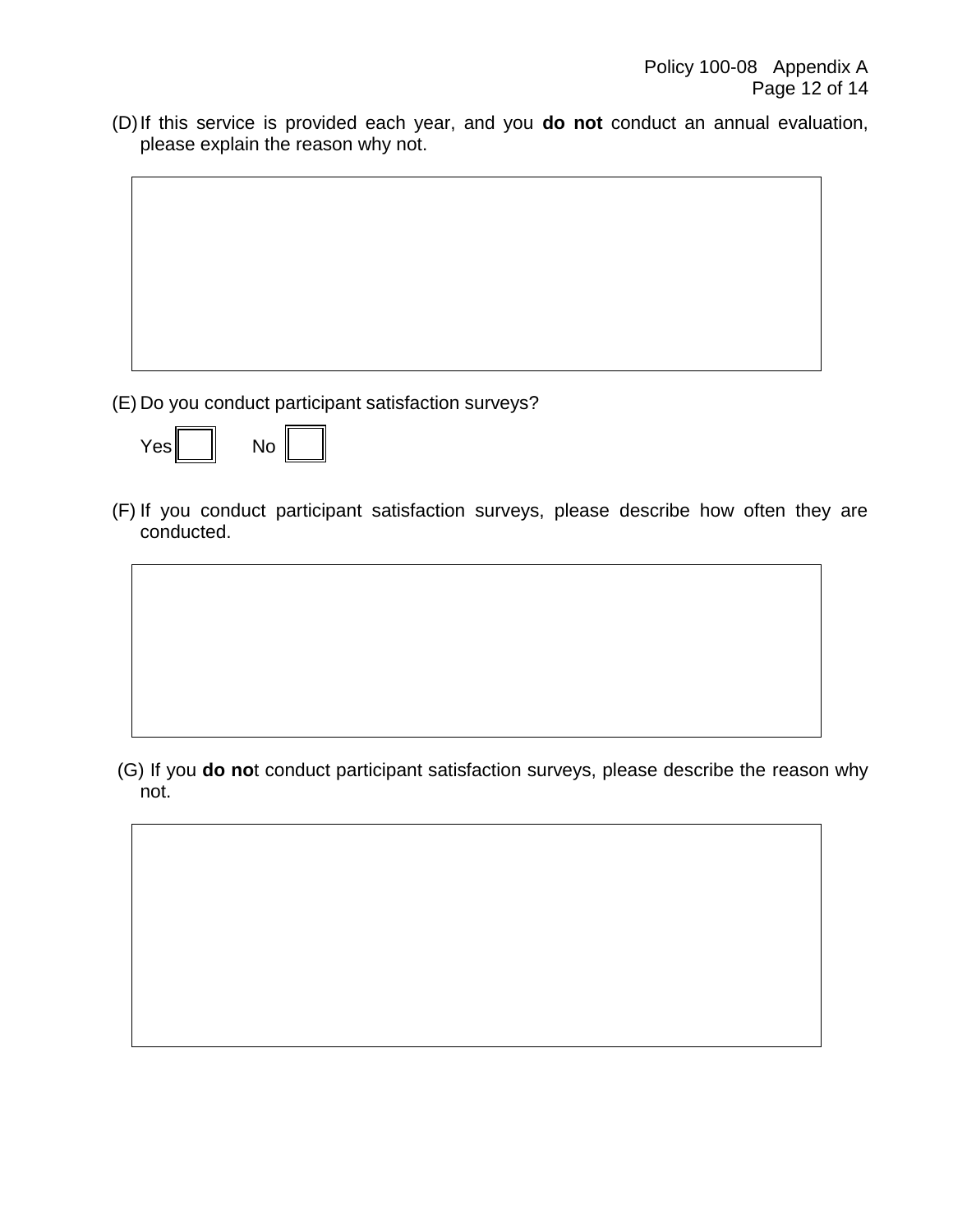(D) If this service is provided each year, and you **do not** conduct an annual evaluation, please explain the reason why not.

(E) Do you conduct participant satisfaction surveys?

Yes ☐ No ☐

(F) If you conduct participant satisfaction surveys, please describe how often they are conducted.

(G) If you **do no**t conduct participant satisfaction surveys, please describe the reason why not.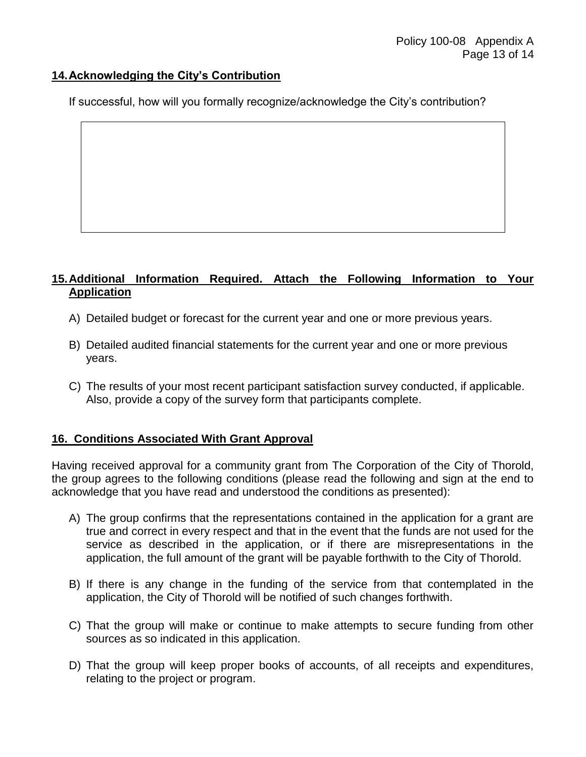## 14. Acknowledging the City's Contribution

If successful, how will you formally recognize/acknowledge the City's contribution?

## 15. Additional Information Required. Attach the Following Information to Your Application

A) Detailed budget or forecast for the current year and one or more previous years.

B) Detailed audited financial statements for the current year and one or more previous years.

C) The results of your most recent participant satisfaction survey conducted, if applicable. Also, provide a copy of the survey form that participants complete.

## 16. Conditions Associated With Grant Approval

Having received approval for a community grant from The Corporation of the City of Thorold, the group agrees to the following conditions (please read the following and sign at the end to acknowledge that you have read and understood the conditions as presented):

A) The group confirms that the representations contained in the application for a grant are true and correct in every respect and that in the event that the funds are not used for the service as described in the application, or if there are misrepresentations in the application, the full amount of the grant will be payable forthwith to the City of Thorold.

B) If there is any change in the funding of the service from that contemplated in the application, the City of Thorold will be notified of such changes forthwith.

C) That the group will make or continue to make attempts to secure funding from other sources as so indicated in this application.

D) That the group will keep proper books of accounts, of all receipts and expenditures, relating to the project or program.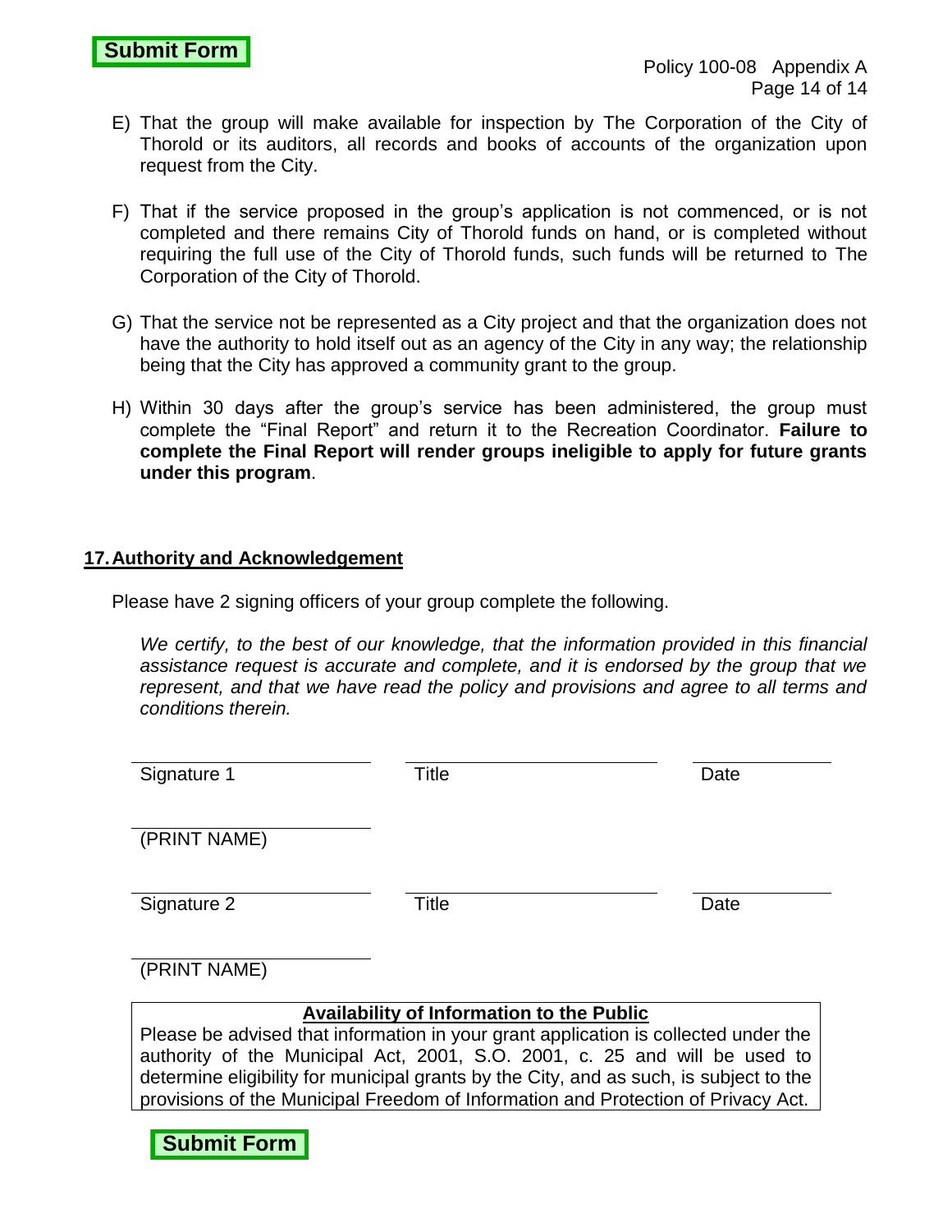**Submit Form**

E) That the group will make available for inspection by The Corporation of the City of Thorold or its auditors, all records and books of accounts of the organization upon request from the City.

F) That if the service proposed in the group's application is not commenced, or is not completed and there remains City of Thorold funds on hand, or is completed without requiring the full use of the City of Thorold funds, such funds will be returned to The Corporation of the City of Thorold.

G) That the service not be represented as a City project and that the organization does not have the authority to hold itself out as an agency of the City in any way; the relationship being that the City has approved a community grant to the group.

H) Within 30 days after the group's service has been administered, the group must complete the "Final Report" and return it to the Recreation Coordinator. **Failure to complete the Final Report will render groups ineligible to apply for future grants under this program**.

## 17. Authority and Acknowledgement

Please have 2 signing officers of your group complete the following.

*We certify, to the best of our knowledge, that the information provided in this financial assistance request is accurate and complete, and it is endorsed by the group that we represent, and that we have read the policy and provisions and agree to all terms and conditions therein.*

| Signature 1 | Title | Date |
|---|---|---|
| (PRINT NAME) | | |
| Signature 2 | Title | Date |
| (PRINT NAME) | | |

**Availability of Information to the Public**

Please be advised that information in your grant application is collected under the authority of the Municipal Act, 2001, S.O. 2001, c. 25 and will be used to determine eligibility for municipal grants by the City, and as such, is subject to the provisions of the Municipal Freedom of Information and Protection of Privacy Act.

**Submit Form**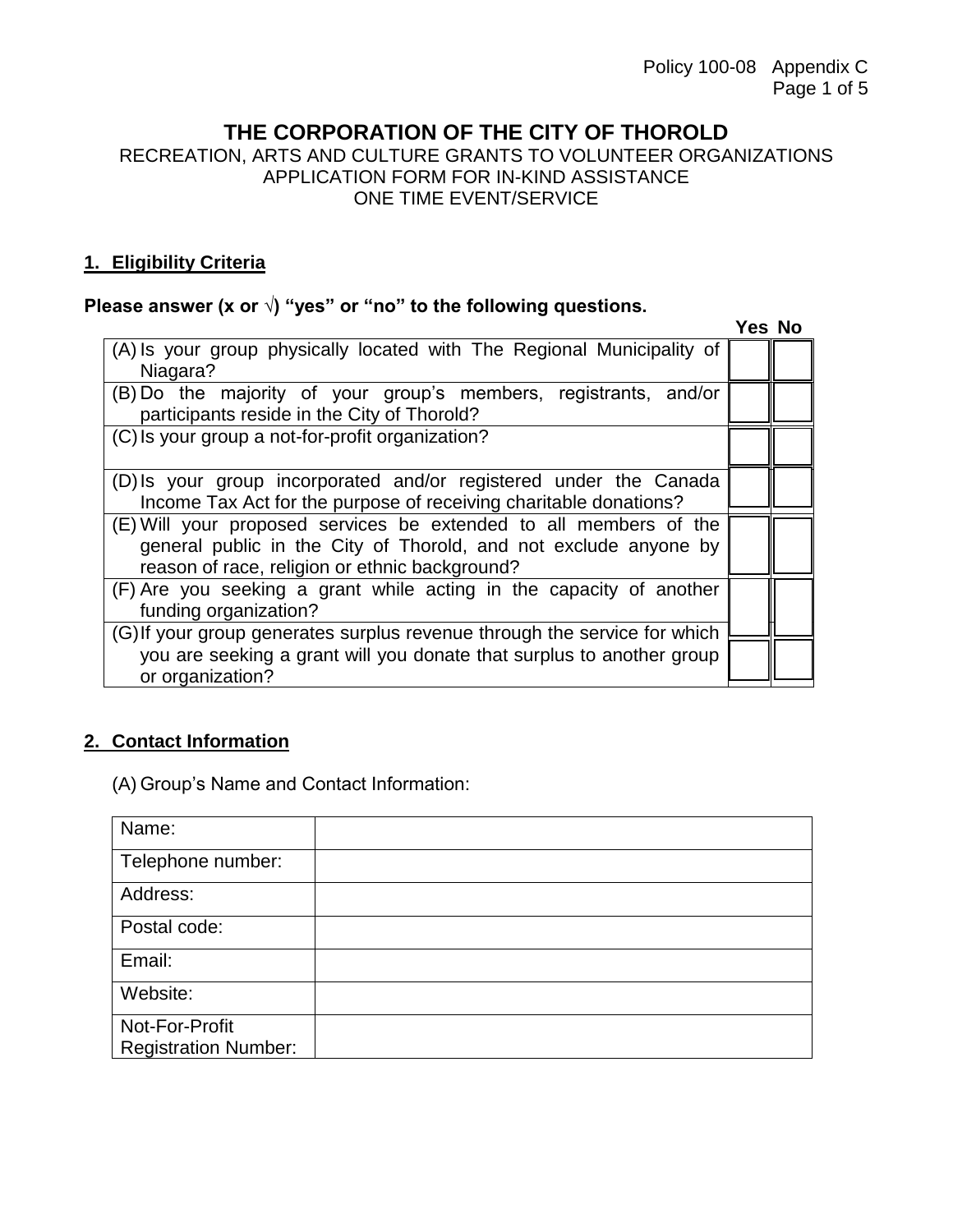# THE CORPORATION OF THE CITY OF THOROLD

RECREATION, ARTS AND CULTURE GRANTS TO VOLUNTEER ORGANIZATIONS
APPLICATION FORM FOR IN-KIND ASSISTANCE
ONE TIME EVENT/SERVICE

## 1. Eligibility Criteria

**Please answer (x or √) "yes" or "no" to the following questions.**

| | Yes | No |
|---|---|---|
| (A) Is your group physically located with The Regional Municipality of Niagara? | | |
| (B) Do the majority of your group's members, registrants, and/or participants reside in the City of Thorold? | | |
| (C) Is your group a not-for-profit organization? | | |
| (D) Is your group incorporated and/or registered under the Canada Income Tax Act for the purpose of receiving charitable donations? | | |
| (E) Will your proposed services be extended to all members of the general public in the City of Thorold, and not exclude anyone by reason of race, religion or ethnic background? | | |
| (F) Are you seeking a grant while acting in the capacity of another funding organization? | | |
| (G) If your group generates surplus revenue through the service for which you are seeking a grant will you donate that surplus to another group or organization? | | |

## 2. Contact Information

(A) Group's Name and Contact Information:

| | |
|---|---|
| Name: | |
| Telephone number: | |
| Address: | |
| Postal code: | |
| Email: | |
| Website: | |
| Not-For-Profit Registration Number: | |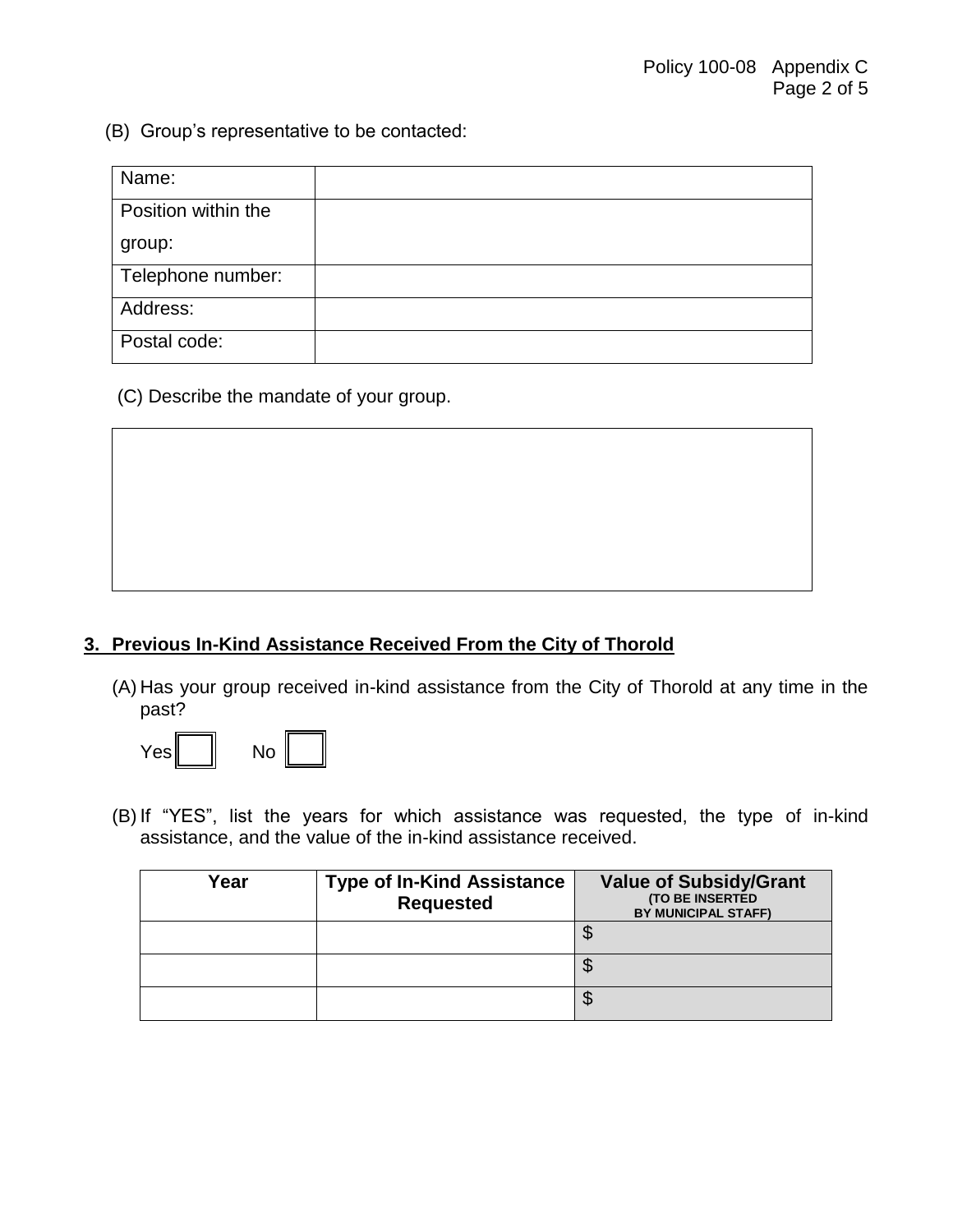(B) Group's representative to be contacted:

| | |
|---|---|
| Name: | |
| Position within the group: | |
| Telephone number: | |
| Address: | |
| Postal code: | |

(C) Describe the mandate of your group.

| |
|---|
| |

## 3. Previous In-Kind Assistance Received From the City of Thorold

(A) Has your group received in-kind assistance from the City of Thorold at any time in the past?

Yes ☐ No ☐

(B) If "YES", list the years for which assistance was requested, the type of in-kind assistance, and the value of the in-kind assistance received.

| Year | Type of In-Kind Assistance Requested | Value of Subsidy/Grant (TO BE INSERTED BY MUNICIPAL STAFF) |
|---|---|---|
| | | $ |
| | | $ |
| | | $ |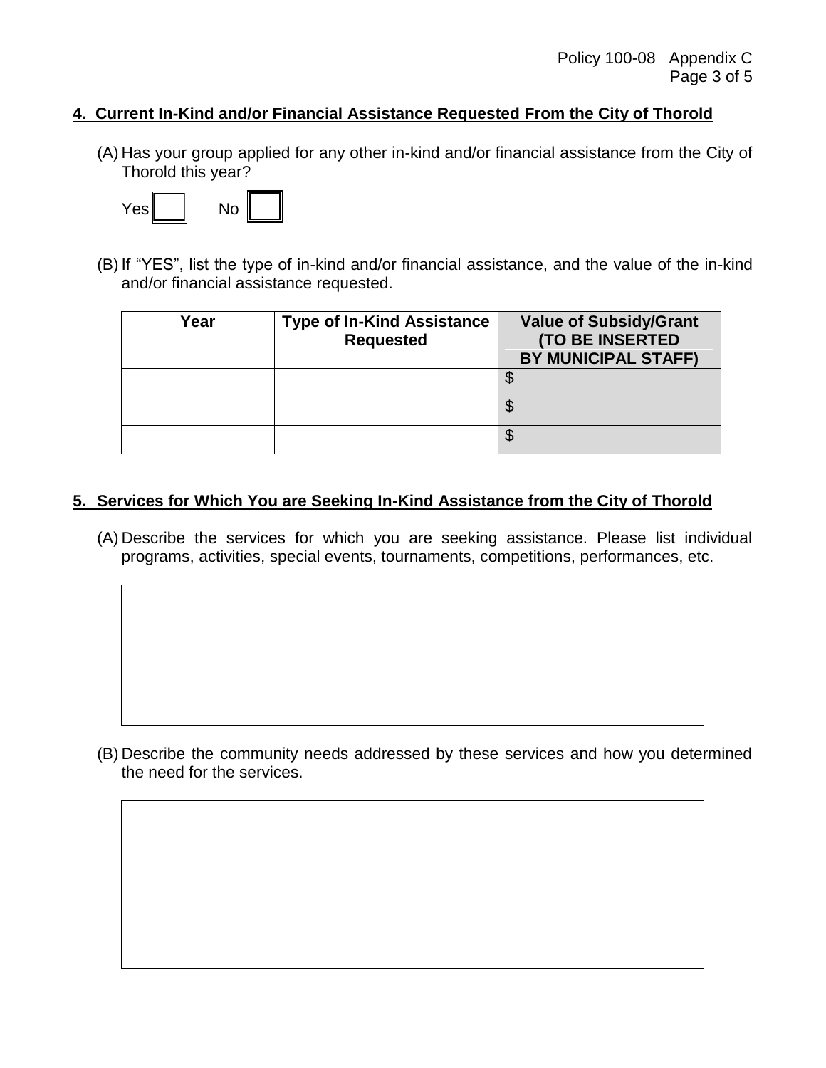## 4. Current In-Kind and/or Financial Assistance Requested From the City of Thorold

(A) Has your group applied for any other in-kind and/or financial assistance from the City of Thorold this year?

Yes ☐ No ☐

(B) If "YES", list the type of in-kind and/or financial assistance, and the value of the in-kind and/or financial assistance requested.

| Year | Type of In-Kind Assistance Requested | Value of Subsidy/Grant (TO BE INSERTED BY MUNICIPAL STAFF) |
|---|---|---|
| | | $ |
| | | $ |
| | | $ |

## 5. Services for Which You are Seeking In-Kind Assistance from the City of Thorold

(A) Describe the services for which you are seeking assistance. Please list individual programs, activities, special events, tournaments, competitions, performances, etc.

(B) Describe the community needs addressed by these services and how you determined the need for the services.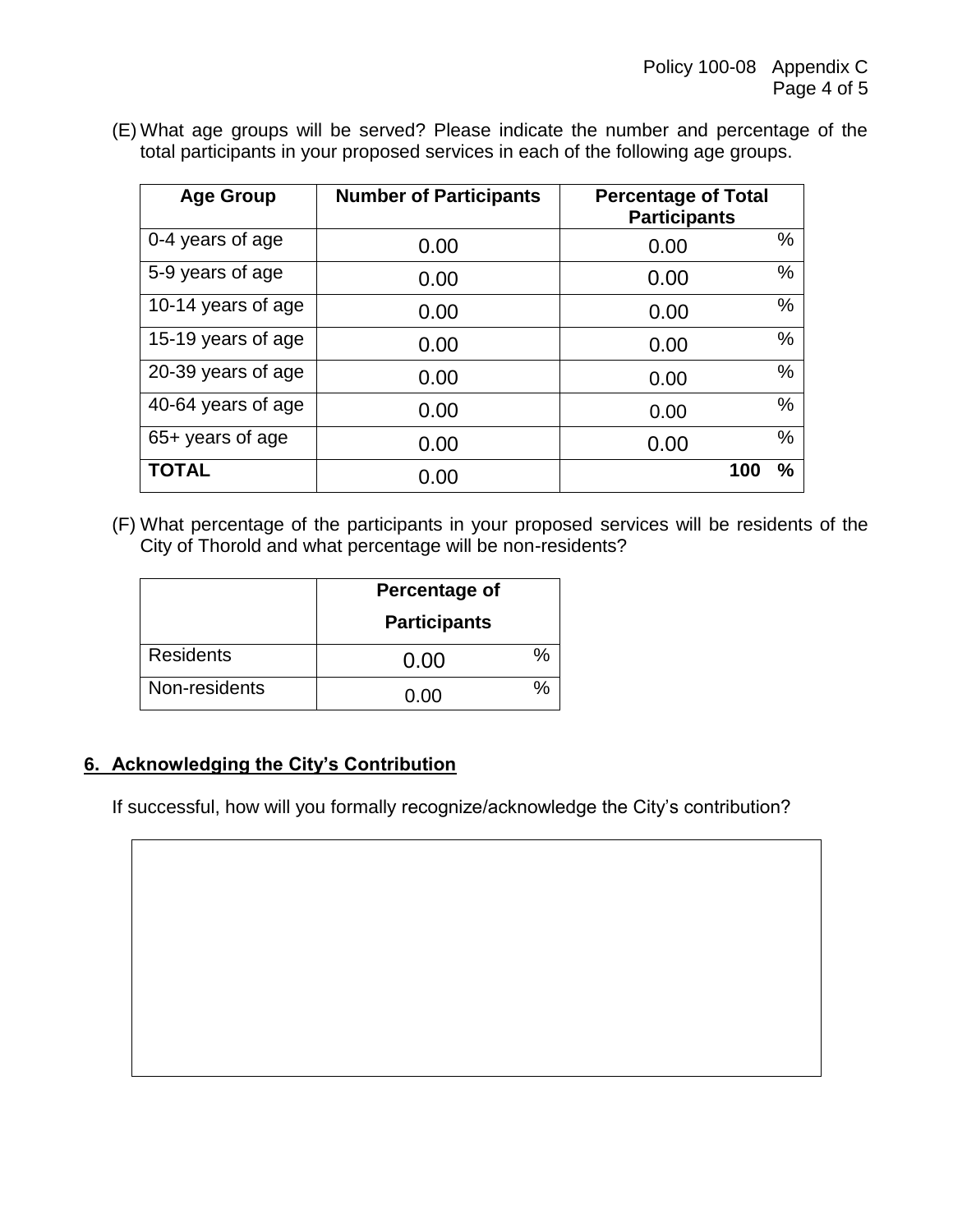(E) What age groups will be served? Please indicate the number and percentage of the total participants in your proposed services in each of the following age groups.

| Age Group | Number of Participants | Percentage of Total Participants |
| --- | --- | --- |
| 0-4 years of age | 0.00 | 0.00 % |
| 5-9 years of age | 0.00 | 0.00 % |
| 10-14 years of age | 0.00 | 0.00 % |
| 15-19 years of age | 0.00 | 0.00 % |
| 20-39 years of age | 0.00 | 0.00 % |
| 40-64 years of age | 0.00 | 0.00 % |
| 65+ years of age | 0.00 | 0.00 % |
| **TOTAL** | 0.00 | **100 %** |

(F) What percentage of the participants in your proposed services will be residents of the City of Thorold and what percentage will be non-residents?

| | Percentage of Participants |
| --- | --- |
| Residents | 0.00 % |
| Non-residents | 0.00 % |

## 6. Acknowledging the City's Contribution

If successful, how will you formally recognize/acknowledge the City's contribution?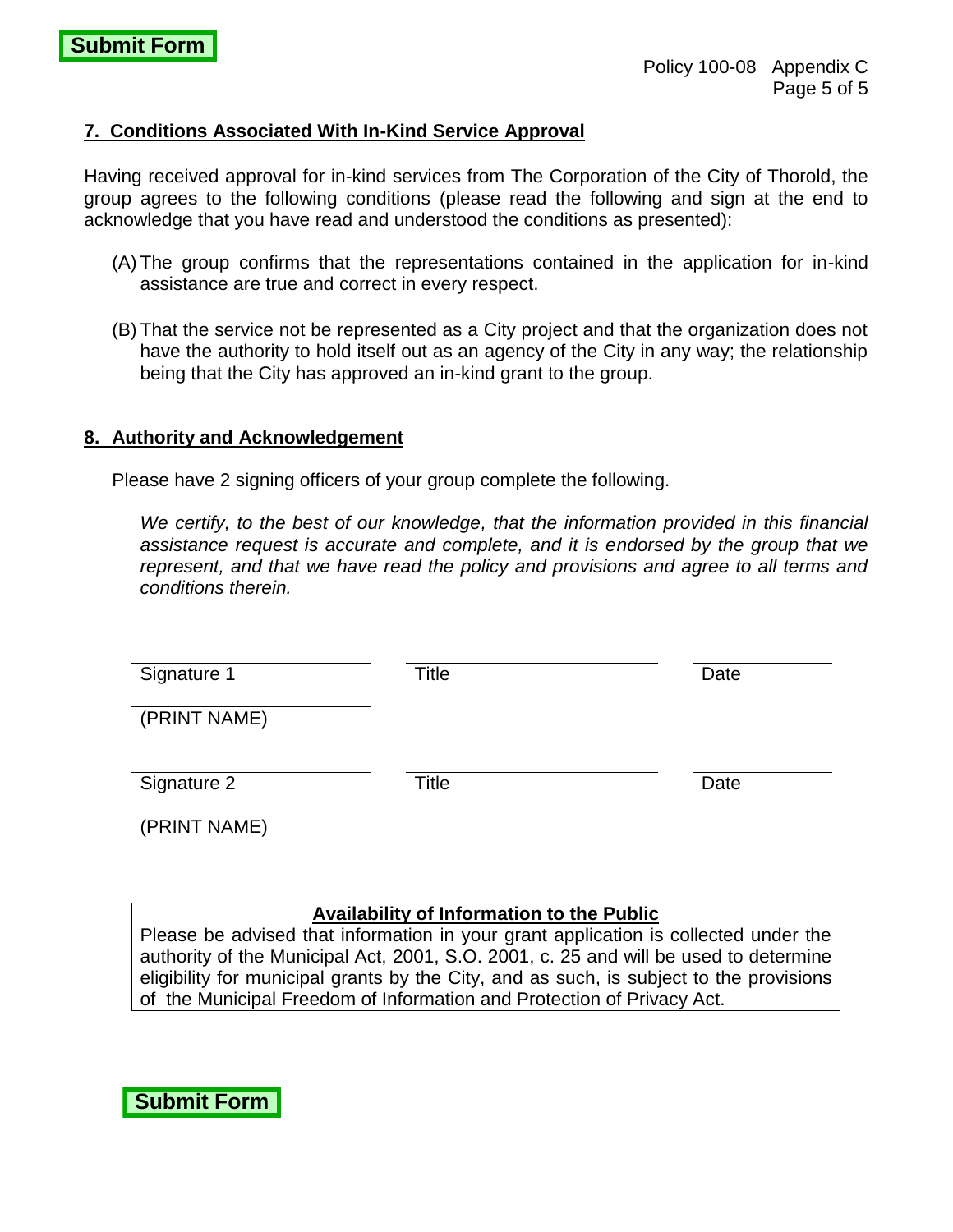**Submit Form**

## 7. Conditions Associated With In-Kind Service Approval

Having received approval for in-kind services from The Corporation of the City of Thorold, the group agrees to the following conditions (please read the following and sign at the end to acknowledge that you have read and understood the conditions as presented):

(A) The group confirms that the representations contained in the application for in-kind assistance are true and correct in every respect.

(B) That the service not be represented as a City project and that the organization does not have the authority to hold itself out as an agency of the City in any way; the relationship being that the City has approved an in-kind grant to the group.

## 8. Authority and Acknowledgement

Please have 2 signing officers of your group complete the following.

*We certify, to the best of our knowledge, that the information provided in this financial assistance request is accurate and complete, and it is endorsed by the group that we represent, and that we have read the policy and provisions and agree to all terms and conditions therein.*

| | | |
|---|---|---|
| Signature 1 | Title | Date |
| (PRINT NAME) | | |
| Signature 2 | Title | Date |
| (PRINT NAME) | | |

**Availability of Information to the Public**

Please be advised that information in your grant application is collected under the authority of the Municipal Act, 2001, S.O. 2001, c. 25 and will be used to determine eligibility for municipal grants by the City, and as such, is subject to the provisions of the Municipal Freedom of Information and Protection of Privacy Act.

**Submit Form**